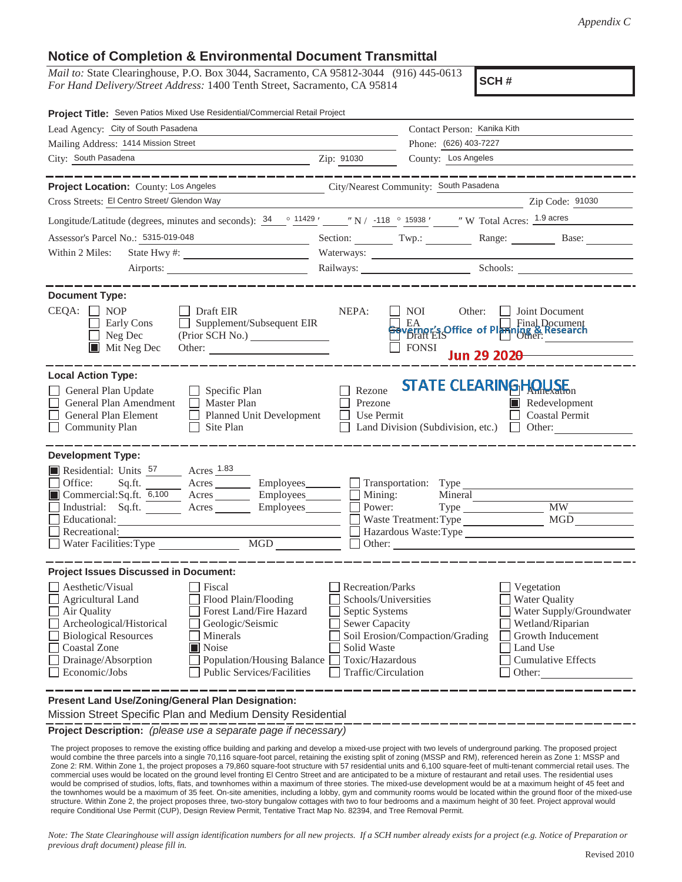*Appendix C*

# Notice of Completion & Environmental Document Transmittal

*Mail to:* State Clearinghouse, P.O. Box 3044, Sacramento, CA 95812-3044 (916) 445-0613
*For Hand Delivery/Street Address:* 1400 Tenth Street, Sacramento, CA 95814

**SCH #**

**Project Title:** Seven Patios Mixed Use Residential/Commercial Retail Project

Lead Agency: City of South Pasadena — Contact Person: Kanika Kith
Mailing Address: 1414 Mission Street — Phone: (626) 403-7227
City: South Pasadena — Zip: 91030 — County: Los Angeles

---

**Project Location:** County: Los Angeles — City/Nearest Community: South Pasadena
Cross Streets: El Centro Street/ Glendon Way — Zip Code: 91030
Longitude/Latitude (degrees, minutes and seconds): 34 ° 11429 ′ ″ N / -118 ° 15938 ′ ″ W Total Acres: 1.9 acres
Assessor's Parcel No.: 5315-019-048 — Section: Twp.: Range: Base:
Within 2 Miles: State Hwy #: — Waterways:
Airports: — Railways: — Schools:

---

**Document Type:**

CEQA: ☐ NOP ☐ Early Cons ☐ Neg Dec ☒ Mit Neg Dec ☐ Draft EIR ☐ Supplement/Subsequent EIR (Prior SCH No.) Other:

NEPA: ☐ NOI ☐ EA ☐ Draft EIS ☐ FONSI

Other: ☐ Joint Document ☐ Final Document ☐ Other:

Governor's Office of Planning & Research
Jun 29 2020
STATE CLEARINGHOUSE

---

**Local Action Type:**

☐ General Plan Update ☐ General Plan Amendment ☐ General Plan Element ☐ Community Plan ☐ Specific Plan ☐ Master Plan ☐ Planned Unit Development ☐ Site Plan ☐ Rezone ☐ Prezone ☐ Use Permit ☐ Land Division (Subdivision, etc.) ☐ Annexation ☒ Redevelopment ☐ Coastal Permit ☐ Other:

---

**Development Type:**

☒ Residential: Units 57 Acres 1.83
☐ Office: Sq.ft. Acres Employees
☒ Commercial: Sq.ft. 6,100 Acres Employees
☐ Industrial: Sq.ft. Acres Employees
☐ Educational:
☐ Recreational:
☐ Water Facilities: Type MGD
☐ Transportation: Type
☐ Mining: Mineral
☐ Power: Type MW
☐ Waste Treatment: Type MGD
☐ Hazardous Waste: Type
☐ Other:

---

**Project Issues Discussed in Document:**

☐ Aesthetic/Visual ☐ Agricultural Land ☐ Air Quality ☐ Archeological/Historical ☐ Biological Resources ☐ Coastal Zone ☐ Drainage/Absorption ☐ Economic/Jobs ☐ Fiscal ☐ Flood Plain/Flooding ☐ Forest Land/Fire Hazard ☐ Geologic/Seismic ☐ Minerals ☒ Noise ☐ Population/Housing Balance ☐ Public Services/Facilities ☐ Recreation/Parks ☐ Schools/Universities ☐ Septic Systems ☐ Sewer Capacity ☐ Soil Erosion/Compaction/Grading ☐ Solid Waste ☐ Toxic/Hazardous ☐ Traffic/Circulation ☐ Vegetation ☐ Water Quality ☐ Water Supply/Groundwater ☐ Wetland/Riparian ☐ Growth Inducement ☐ Land Use ☐ Cumulative Effects ☐ Other:

---

**Present Land Use/Zoning/General Plan Designation:**

Mission Street Specific Plan and Medium Density Residential

**Project Description:** *(please use a separate page if necessary)*

The project proposes to remove the existing office building and parking and develop a mixed-use project with two levels of underground parking. The proposed project would combine the three parcels into a single 70,116 square-foot parcel, retaining the existing split of zoning (MSSP and RM), referenced herein as Zone 1: MSSP and Zone 2: RM. Within Zone 1, the project proposes a 79,860 square-foot structure with 57 residential units and 6,100 square-feet of multi-tenant commercial retail uses. The commercial uses would be located on the ground level fronting El Centro Street and are anticipated to be a mixture of restaurant and retail uses. The residential uses would be comprised of studios, lofts, flats, and townhomes within a maximum of three stories. The mixed-use development would be at a maximum height of 45 feet and the townhomes would be a maximum of 35 feet. On-site amenities, including a lobby, gym and community rooms would be located within the ground floor of the mixed-use structure. Within Zone 2, the project proposes three, two-story bungalow cottages with two to four bedrooms and a maximum height of 30 feet. Project approval would require Conditional Use Permit (CUP), Design Review Permit, Tentative Tract Map No. 82394, and Tree Removal Permit.

*Note: The State Clearinghouse will assign identification numbers for all new projects. If a SCH number already exists for a project (e.g. Notice of Preparation or previous draft document) please fill in.*

Revised 2010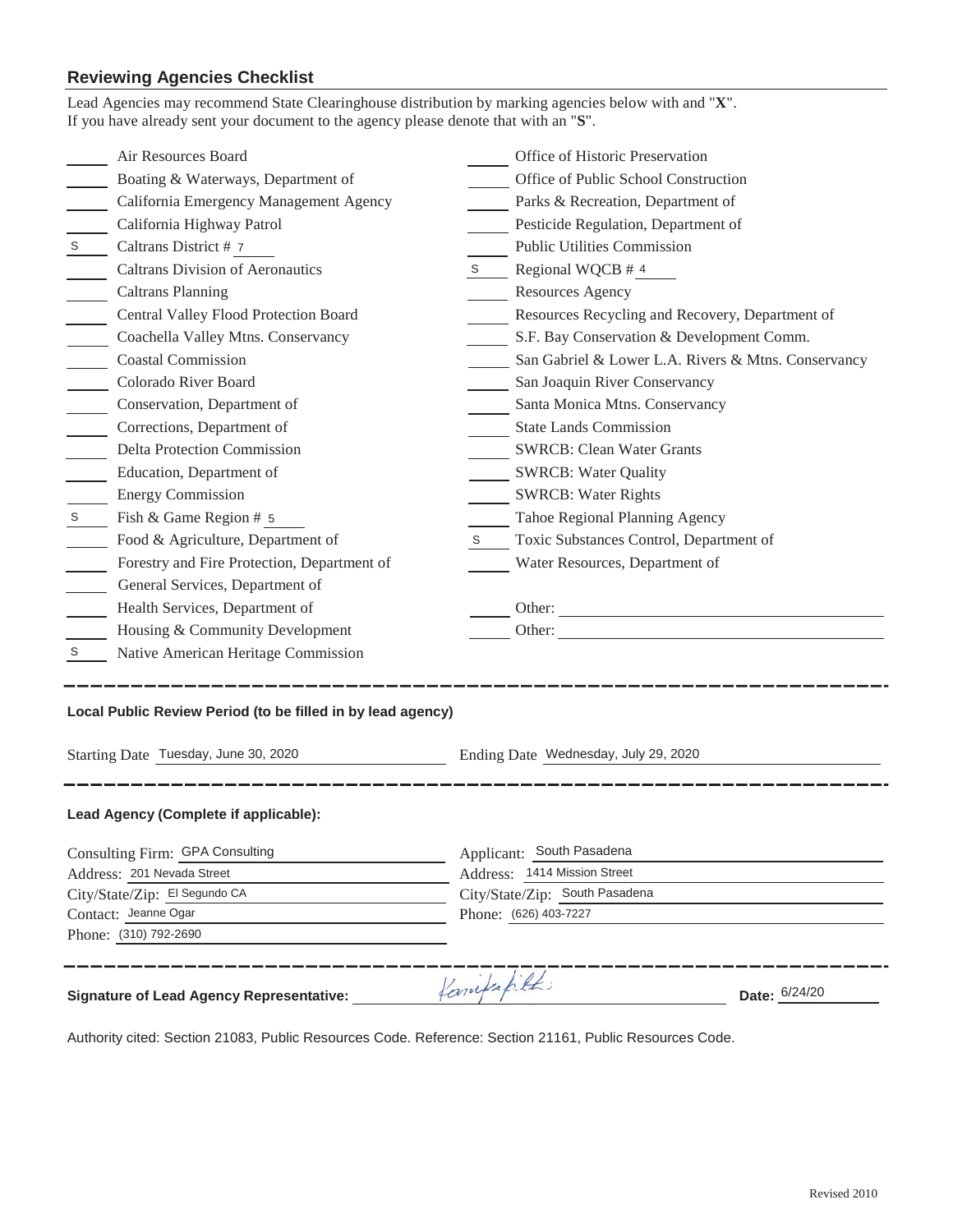## Reviewing Agencies Checklist

Lead Agencies may recommend State Clearinghouse distribution by marking agencies below with and "**X**".
If you have already sent your document to the agency please denote that with an "**S**".

| | | | |
|---|---|---|---|
| | Air Resources Board | | Office of Historic Preservation |
| | Boating & Waterways, Department of | | Office of Public School Construction |
| | California Emergency Management Agency | | Parks & Recreation, Department of |
| | California Highway Patrol | | Pesticide Regulation, Department of |
| S | Caltrans District # 7 | | Public Utilities Commission |
| | Caltrans Division of Aeronautics | S | Regional WQCB # 4 |
| | Caltrans Planning | | Resources Agency |
| | Central Valley Flood Protection Board | | Resources Recycling and Recovery, Department of |
| | Coachella Valley Mtns. Conservancy | | S.F. Bay Conservation & Development Comm. |
| | Coastal Commission | | San Gabriel & Lower L.A. Rivers & Mtns. Conservancy |
| | Colorado River Board | | San Joaquin River Conservancy |
| | Conservation, Department of | | Santa Monica Mtns. Conservancy |
| | Corrections, Department of | | State Lands Commission |
| | Delta Protection Commission | | SWRCB: Clean Water Grants |
| | Education, Department of | | SWRCB: Water Quality |
| | Energy Commission | | SWRCB: Water Rights |
| S | Fish & Game Region # 5 | | Tahoe Regional Planning Agency |
| | Food & Agriculture, Department of | S | Toxic Substances Control, Department of |
| | Forestry and Fire Protection, Department of | | Water Resources, Department of |
| | General Services, Department of | | |
| | Health Services, Department of | | Other: |
| | Housing & Community Development | | Other: |
| S | Native American Heritage Commission | | |

---

**Local Public Review Period (to be filled in by lead agency)**

Starting Date Tuesday, June 30, 2020 Ending Date Wednesday, July 29, 2020

---

**Lead Agency (Complete if applicable):**

Consulting Firm: GPA Consulting
Address: 201 Nevada Street
City/State/Zip: El Segundo CA
Contact: Jeanne Ogar
Phone: (310) 792-2690

Applicant: South Pasadena
Address: 1414 Mission Street
City/State/Zip: South Pasadena
Phone: (626) 403-7227

---

**Signature of Lead Agency Representative:** Kanifapitki **Date:** 6/24/20

Authority cited: Section 21083, Public Resources Code. Reference: Section 21161, Public Resources Code.

Revised 2010